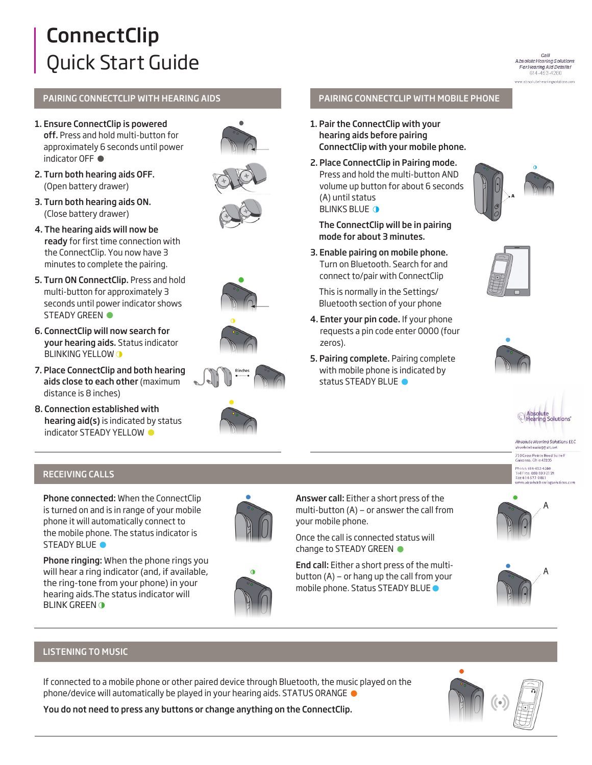# ConnectClip
# Quick Start Guide

Call
*Absolute Hearing Solutions*
*For Hearing Aid Details!*
614-452-4260
www.absolutehearingsolutions.com

## PAIRING CONNECTCLIP WITH HEARING AIDS

1. **Ensure ConnectClip is powered off.** Press and hold multi-button for approximately 6 seconds until power indicator OFF ●
2. **Turn both hearing aids OFF.** (Open battery drawer)
3. **Turn both hearing aids ON.** (Close battery drawer)
4. **The hearing aids will now be ready** for first time connection with the ConnectClip. You now have 3 minutes to complete the pairing.
5. **Turn ON ConnectClip.** Press and hold multi-button for approximately 3 seconds until power indicator shows STEADY GREEN ●
6. **ConnectClip will now search for your hearing aids.** Status indicator BLINKING YELLOW ◑
7. **Place ConnectClip and both hearing aids close to each other** (maximum distance is 8 inches)
8. **Connection established with hearing aid(s)** is indicated by status indicator STEADY YELLOW ●

8 inches

## PAIRING CONNECTCLIP WITH MOBILE PHONE

1. **Pair the ConnectClip with your hearing aids before pairing ConnectClip with your mobile phone.**
2. **Place ConnectClip in Pairing mode.** Press and hold the multi-button AND volume up button for about 6 seconds (A) until status BLINKS BLUE ◑

   **The ConnectClip will be in pairing mode for about 3 minutes.**
3. **Enable pairing on mobile phone.** Turn on Bluetooth. Search for and connect to/pair with ConnectClip

   This is normally in the Settings/ Bluetooth section of your phone
4. **Enter your pin code.** If your phone requests a pin code enter 0000 (four zeros).
5. **Pairing complete.** Pairing complete with mobile phone is indicated by status STEADY BLUE ●

A

Absolute Hearing Solutions®

*Absolute Hearing Solutions LLC*
absolutehearing@att.net
750 Cross Pointe Road Suite F
Gahanna, Ohio 43230
Phone: 614-452-4260
Toll Free: 888-803-2155
Fax: 614-577-0461
www.absolutehearingsolutions.com

## RECEIVING CALLS

**Phone connected:** When the ConnectClip is turned on and is in range of your mobile phone it will automatically connect to the mobile phone. The status indicator is STEADY BLUE ●

**Phone ringing:** When the phone rings you will hear a ring indicator (and, if available, the ring-tone from your phone) in your hearing aids.The status indicator will BLINK GREEN ◑

**Answer call:** Either a short press of the multi-button (A) – or answer the call from your mobile phone.

Once the call is connected status will change to STEADY GREEN ●

**End call:** Either a short press of the multi-button (A) – or hang up the call from your mobile phone. Status STEADY BLUE ●

A

A

## LISTENING TO MUSIC

If connected to a mobile phone or other paired device through Bluetooth, the music played on the phone/device will automatically be played in your hearing aids. STATUS ORANGE ●

**You do not need to press any buttons or change anything on the ConnectClip.**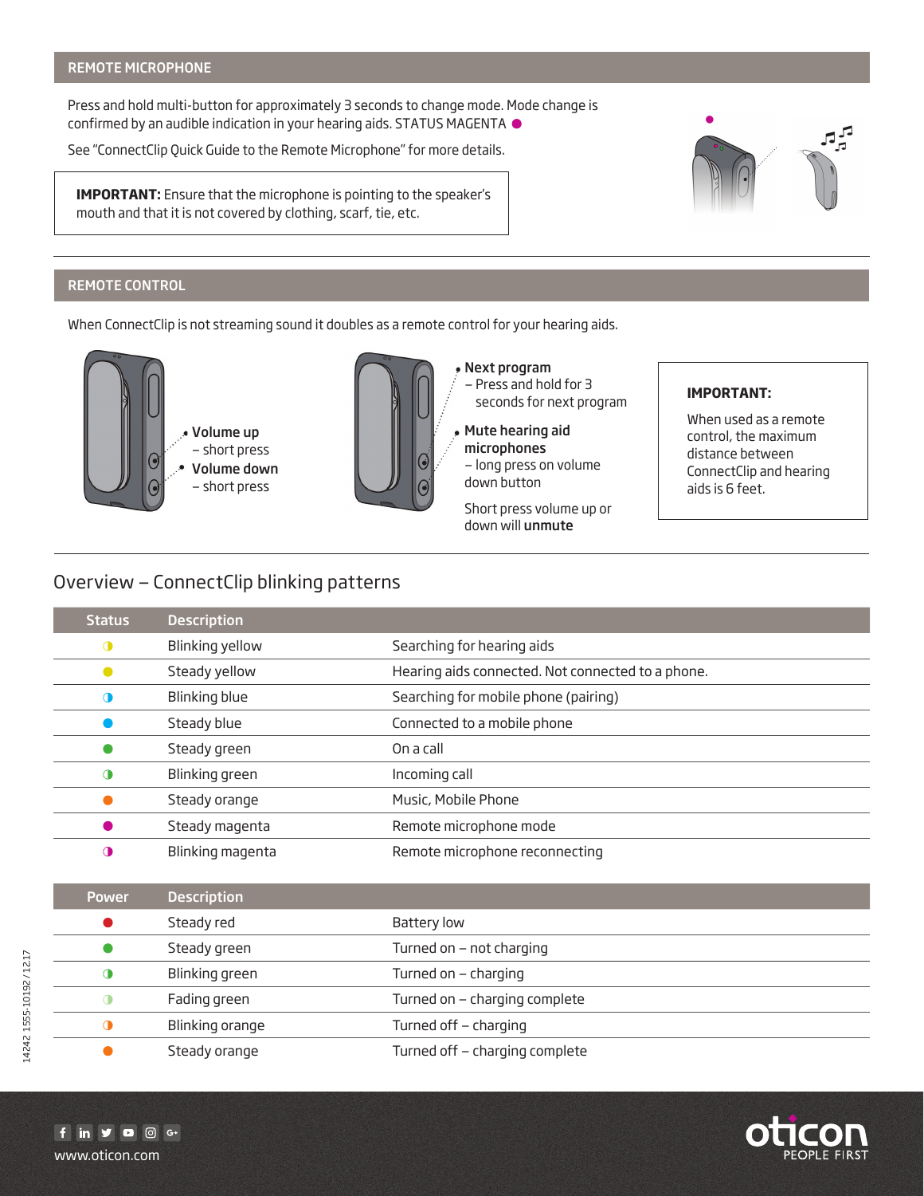## REMOTE MICROPHONE

Press and hold multi-button for approximately 3 seconds to change mode. Mode change is confirmed by an audible indication in your hearing aids. STATUS MAGENTA ●

See "ConnectClip Quick Guide to the Remote Microphone" for more details.

**IMPORTANT:** Ensure that the microphone is pointing to the speaker's mouth and that it is not covered by clothing, scarf, tie, etc.

## REMOTE CONTROL

When ConnectClip is not streaming sound it doubles as a remote control for your hearing aids.

**Volume up**
– short press

**Volume down**
– short press

**Next program**
– Press and hold for 3 seconds for next program

**Mute hearing aid microphones**
– long press on volume down button

Short press volume up or down will **unmute**

**IMPORTANT:**

When used as a remote control, the maximum distance between ConnectClip and hearing aids is 6 feet.

## Overview – ConnectClip blinking patterns

| Status | Description | |
|---|---|---|
| ◑ | Blinking yellow | Searching for hearing aids |
| ● | Steady yellow | Hearing aids connected. Not connected to a phone. |
| ◑ | Blinking blue | Searching for mobile phone (pairing) |
| ● | Steady blue | Connected to a mobile phone |
| ● | Steady green | On a call |
| ◑ | Blinking green | Incoming call |
| ● | Steady orange | Music, Mobile Phone |
| ● | Steady magenta | Remote microphone mode |
| ◑ | Blinking magenta | Remote microphone reconnecting |

| Power | Description | |
|---|---|---|
| ● | Steady red | Battery low |
| ● | Steady green | Turned on – not charging |
| ◑ | Blinking green | Turned on – charging |
| ◑ | Fading green | Turned on – charging complete |
| ◑ | Blinking orange | Turned off – charging |
| ● | Steady orange | Turned off – charging complete |

14242 1555-10192 / 12.17

www.oticon.com

oticon PEOPLE FIRST